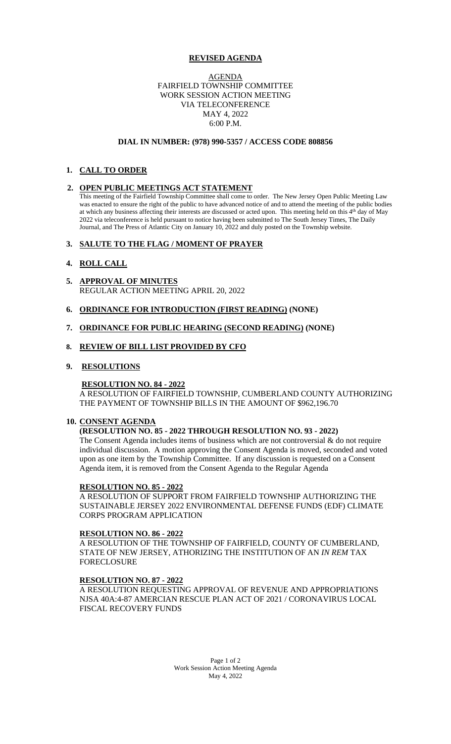**REVISED AGENDA**

AGENDA
FAIRFIELD TOWNSHIP COMMITTEE
WORK SESSION ACTION MEETING
VIA TELECONFERENCE
MAY 4, 2022
6:00 P.M.

**DIAL IN NUMBER: (978) 990-5357 / ACCESS CODE 808856**

## 1. CALL TO ORDER

## 2. OPEN PUBLIC MEETINGS ACT STATEMENT

This meeting of the Fairfield Township Committee shall come to order. The New Jersey Open Public Meeting Law was enacted to ensure the right of the public to have advanced notice of and to attend the meeting of the public bodies at which any business affecting their interests are discussed or acted upon. This meeting held on this 4th day of May 2022 via teleconference is held pursuant to notice having been submitted to The South Jersey Times, The Daily Journal, and The Press of Atlantic City on January 10, 2022 and duly posted on the Township website.

## 3. SALUTE TO THE FLAG / MOMENT OF PRAYER

## 4. ROLL CALL

## 5. APPROVAL OF MINUTES

REGULAR ACTION MEETING APRIL 20, 2022

## 6. ORDINANCE FOR INTRODUCTION (FIRST READING) (NONE)

## 7. ORDINANCE FOR PUBLIC HEARING (SECOND READING) (NONE)

## 8. REVIEW OF BILL LIST PROVIDED BY CFO

## 9. RESOLUTIONS

**RESOLUTION NO. 84 - 2022**

A RESOLUTION OF FAIRFIELD TOWNSHIP, CUMBERLAND COUNTY AUTHORIZING THE PAYMENT OF TOWNSHIP BILLS IN THE AMOUNT OF $962,196.70

## 10. CONSENT AGENDA

**(RESOLUTION NO. 85 - 2022 THROUGH RESOLUTION NO. 93 - 2022)**

The Consent Agenda includes items of business which are not controversial & do not require individual discussion. A motion approving the Consent Agenda is moved, seconded and voted upon as one item by the Township Committee. If any discussion is requested on a Consent Agenda item, it is removed from the Consent Agenda to the Regular Agenda

**RESOLUTION NO. 85 - 2022**

A RESOLUTION OF SUPPORT FROM FAIRFIELD TOWNSHIP AUTHORIZING THE SUSTAINABLE JERSEY 2022 ENVIRONMENTAL DEFENSE FUNDS (EDF) CLIMATE CORPS PROGRAM APPLICATION

**RESOLUTION NO. 86 - 2022**

A RESOLUTION OF THE TOWNSHIP OF FAIRFIELD, COUNTY OF CUMBERLAND, STATE OF NEW JERSEY, ATHORIZING THE INSTITUTION OF AN *IN REM* TAX FORECLOSURE

**RESOLUTION NO. 87 - 2022**

A RESOLUTION REQUESTING APPROVAL OF REVENUE AND APPROPRIATIONS NJSA 40A:4-87 AMERCIAN RESCUE PLAN ACT OF 2021 / CORONAVIRUS LOCAL FISCAL RECOVERY FUNDS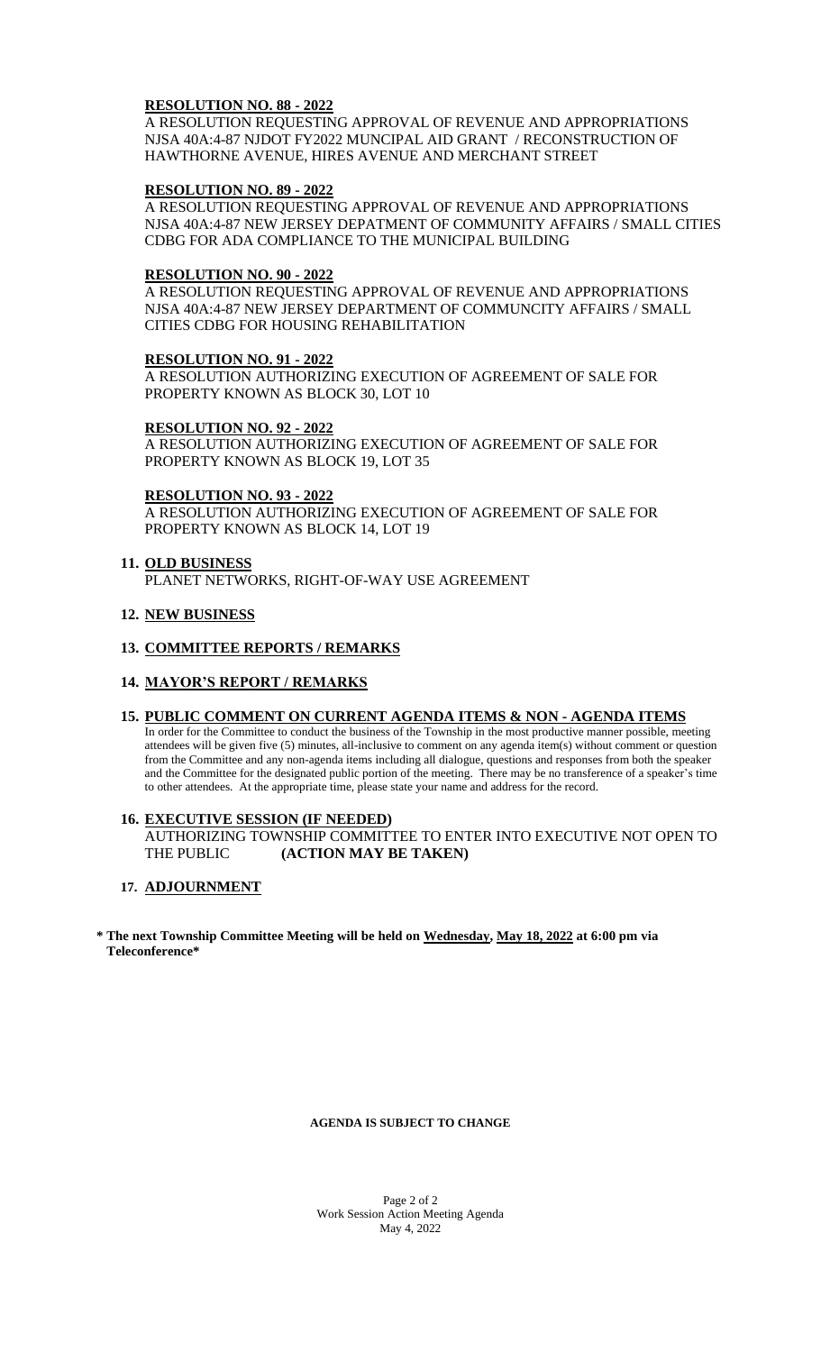**RESOLUTION NO. 88 - 2022**

A RESOLUTION REQUESTING APPROVAL OF REVENUE AND APPROPRIATIONS NJSA 40A:4-87 NJDOT FY2022 MUNCIPAL AID GRANT / RECONSTRUCTION OF HAWTHORNE AVENUE, HIRES AVENUE AND MERCHANT STREET

**RESOLUTION NO. 89 - 2022**

A RESOLUTION REQUESTING APPROVAL OF REVENUE AND APPROPRIATIONS NJSA 40A:4-87 NEW JERSEY DEPATMENT OF COMMUNITY AFFAIRS / SMALL CITIES CDBG FOR ADA COMPLIANCE TO THE MUNICIPAL BUILDING

**RESOLUTION NO. 90 - 2022**

A RESOLUTION REQUESTING APPROVAL OF REVENUE AND APPROPRIATIONS NJSA 40A:4-87 NEW JERSEY DEPARTMENT OF COMMUNCITY AFFAIRS / SMALL CITIES CDBG FOR HOUSING REHABILITATION

**RESOLUTION NO. 91 - 2022**

A RESOLUTION AUTHORIZING EXECUTION OF AGREEMENT OF SALE FOR PROPERTY KNOWN AS BLOCK 30, LOT 10

**RESOLUTION NO. 92 - 2022**

A RESOLUTION AUTHORIZING EXECUTION OF AGREEMENT OF SALE FOR PROPERTY KNOWN AS BLOCK 19, LOT 35

**RESOLUTION NO. 93 - 2022**

A RESOLUTION AUTHORIZING EXECUTION OF AGREEMENT OF SALE FOR PROPERTY KNOWN AS BLOCK 14, LOT 19

11. **OLD BUSINESS**

    PLANET NETWORKS, RIGHT-OF-WAY USE AGREEMENT

12. **NEW BUSINESS**

13. **COMMITTEE REPORTS / REMARKS**

14. **MAYOR'S REPORT / REMARKS**

15. **PUBLIC COMMENT ON CURRENT AGENDA ITEMS & NON - AGENDA ITEMS**

    In order for the Committee to conduct the business of the Township in the most productive manner possible, meeting attendees will be given five (5) minutes, all-inclusive to comment on any agenda item(s) without comment or question from the Committee and any non-agenda items including all dialogue, questions and responses from both the speaker and the Committee for the designated public portion of the meeting. There may be no transference of a speaker's time to other attendees. At the appropriate time, please state your name and address for the record.

16. **EXECUTIVE SESSION (IF NEEDED)**

    AUTHORIZING TOWNSHIP COMMITTEE TO ENTER INTO EXECUTIVE NOT OPEN TO THE PUBLIC **(ACTION MAY BE TAKEN)**

17. **ADJOURNMENT**

**\* The next Township Committee Meeting will be held on Wednesday, May 18, 2022 at 6:00 pm via Teleconference\***

**AGENDA IS SUBJECT TO CHANGE**

Work Session Action Meeting Agenda
May 4, 2022